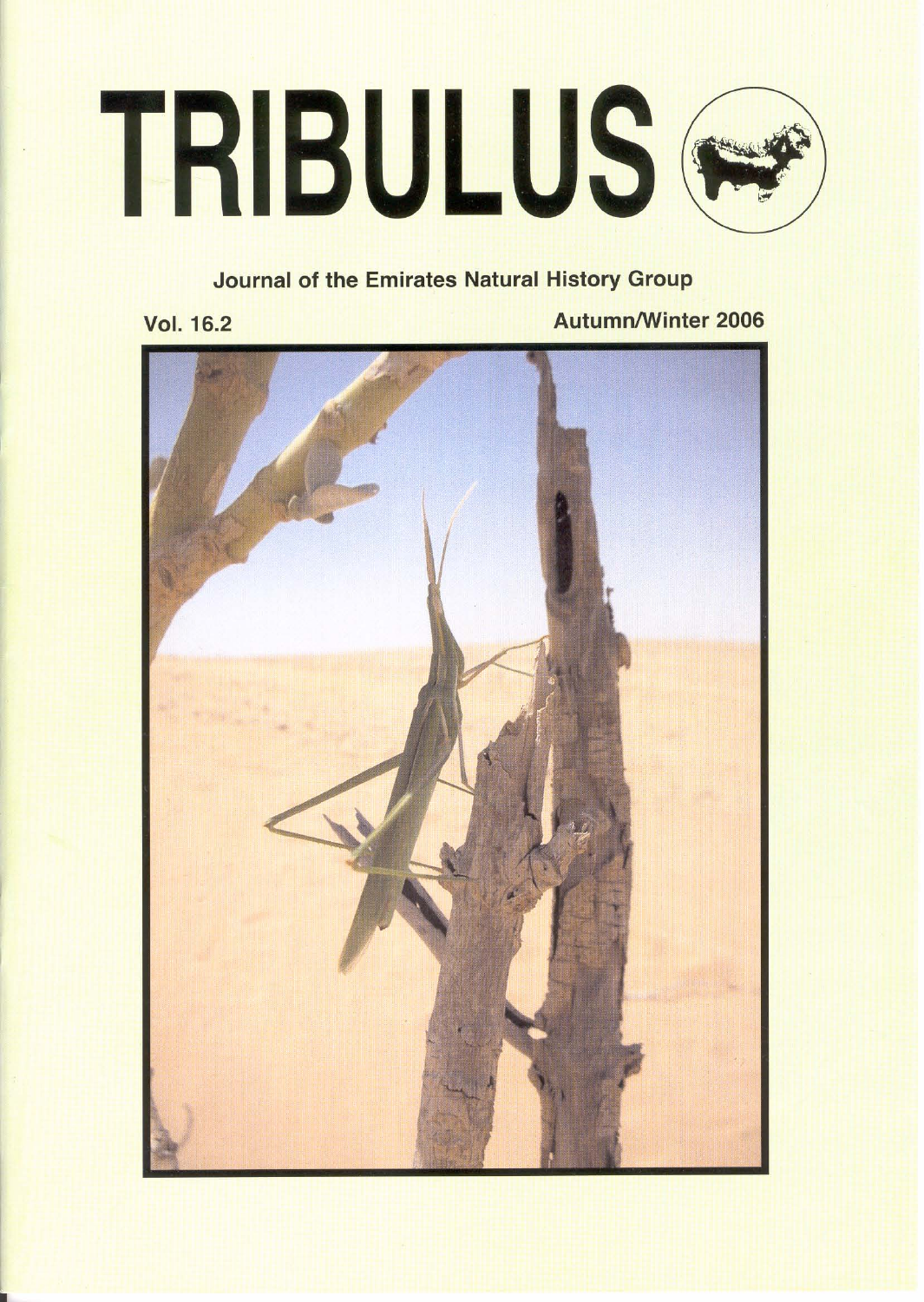# TRIBULUS

**Journal of the Emirates Natural History Group**

**Vol. 16.2** **Autumn/Winter 2006**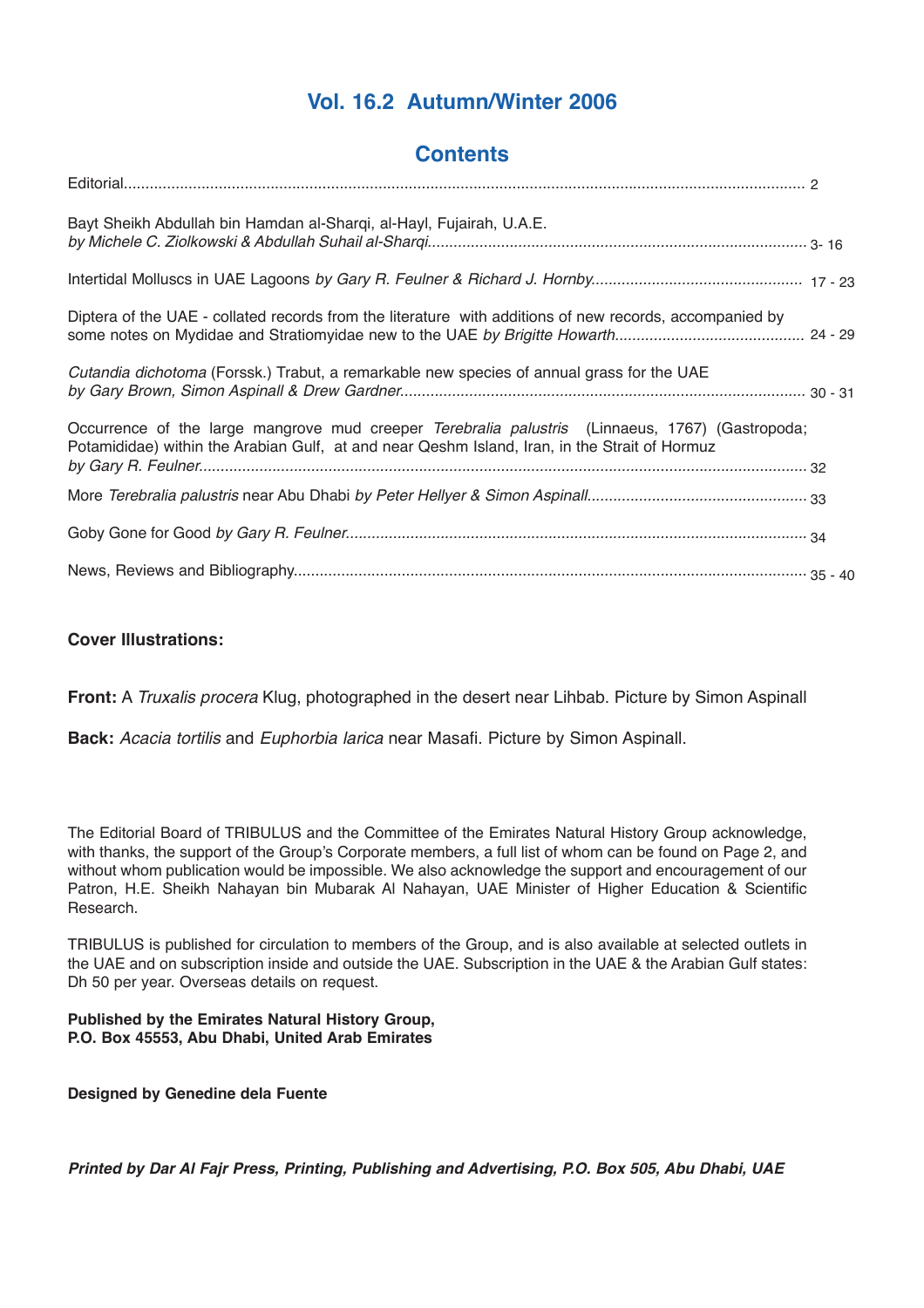## Vol. 16.2 Autumn/Winter 2006

## Contents

| | |
|---|---|
| Editorial | 2 |
| Bayt Sheikh Abdullah bin Hamdan al-Sharqi, al-Hayl, Fujairah, U.A.E. *by Michele C. Ziolkowski & Abdullah Suhail al-Sharqi* | 3- 16 |
| Intertidal Molluscs in UAE Lagoons *by Gary R. Feulner & Richard J. Hornby* | 17 - 23 |
| Diptera of the UAE - collated records from the literature with additions of new records, accompanied by some notes on Mydidae and Stratiomyidae new to the UAE *by Brigitte Howarth* | 24 - 29 |
| *Cutandia dichotoma* (Forssk.) Trabut, a remarkable new species of annual grass for the UAE *by Gary Brown, Simon Aspinall & Drew Gardner* | 30 - 31 |
| Occurrence of the large mangrove mud creeper *Terebralia palustris* (Linnaeus, 1767) (Gastropoda; Potamididae) within the Arabian Gulf, at and near Qeshm Island, Iran, in the Strait of Hormuz *by Gary R. Feulner* | 32 |
| More *Terebralia palustris* near Abu Dhabi *by Peter Hellyer & Simon Aspinall* | 33 |
| Goby Gone for Good *by Gary R. Feulner* | 34 |
| News, Reviews and Bibliography | 35 - 40 |

**Cover Illustrations:**

**Front:** A *Truxalis procera* Klug, photographed in the desert near Lihbab. Picture by Simon Aspinall

**Back:** *Acacia tortilis* and *Euphorbia larica* near Masafi. Picture by Simon Aspinall.

The Editorial Board of TRIBULUS and the Committee of the Emirates Natural History Group acknowledge, with thanks, the support of the Group's Corporate members, a full list of whom can be found on Page 2, and without whom publication would be impossible. We also acknowledge the support and encouragement of our Patron, H.E. Sheikh Nahayan bin Mubarak Al Nahayan, UAE Minister of Higher Education & Scientific Research.

TRIBULUS is published for circulation to members of the Group, and is also available at selected outlets in the UAE and on subscription inside and outside the UAE. Subscription in the UAE & the Arabian Gulf states: Dh 50 per year. Overseas details on request.

**Published by the Emirates Natural History Group,**
**P.O. Box 45553, Abu Dhabi, United Arab Emirates**

**Designed by Genedine dela Fuente**

***Printed by Dar Al Fajr Press, Printing, Publishing and Advertising, P.O. Box 505, Abu Dhabi, UAE***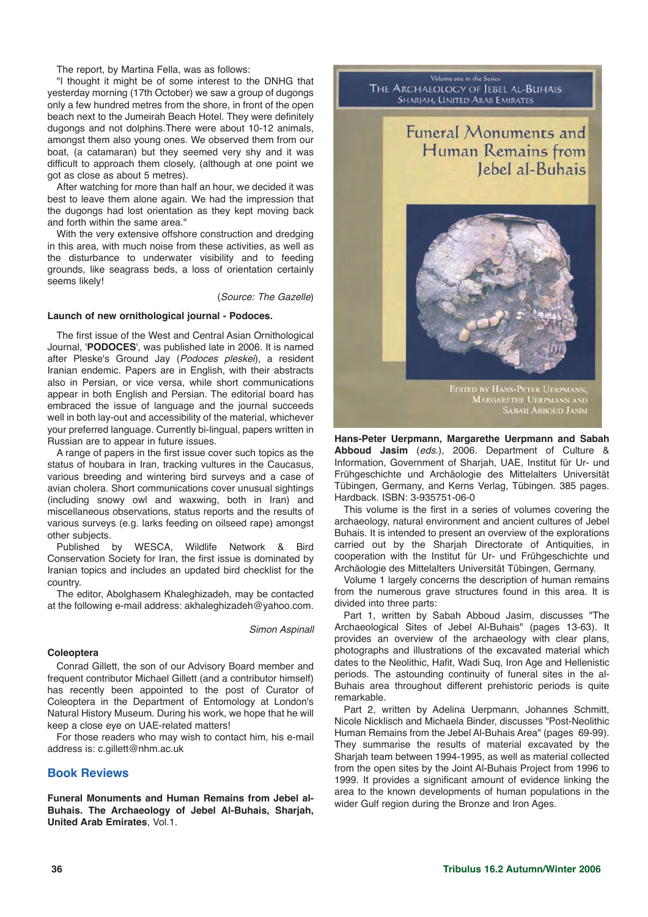The report, by Martina Fella, was as follows:

"I thought it might be of some interest to the DNHG that yesterday morning (17th October) we saw a group of dugongs only a few hundred metres from the shore, in front of the open beach next to the Jumeirah Beach Hotel. They were definitely dugongs and not dolphins.There were about 10-12 animals, amongst them also young ones. We observed them from our boat, (a catamaran) but they seemed very shy and it was difficult to approach them closely, (although at one point we got as close as about 5 metres).

After watching for more than half an hour, we decided it was best to leave them alone again. We had the impression that the dugongs had lost orientation as they kept moving back and forth within the same area."

With the very extensive offshore construction and dredging in this area, with much noise from these activities, as well as the disturbance to underwater visibility and to feeding grounds, like seagrass beds, a loss of orientation certainly seems likely!

(*Source: The Gazelle*)

**Launch of new ornithological journal - Podoces.**

The first issue of the West and Central Asian Ornithological Journal, '**PODOCES**', was published late in 2006. It is named after Pleske's Ground Jay (*Podoces pleskei*), a resident Iranian endemic. Papers are in English, with their abstracts also in Persian, or vice versa, while short communications appear in both English and Persian. The editorial board has embraced the issue of language and the journal succeeds well in both lay-out and accessibility of the material, whichever your preferred language. Currently bi-lingual, papers written in Russian are to appear in future issues.

A range of papers in the first issue cover such topics as the status of houbara in Iran, tracking vultures in the Caucasus, various breeding and wintering bird surveys and a case of avian cholera. Short communications cover unusual sightings (including snowy owl and waxwing, both in Iran) and miscellaneous observations, status reports and the results of various surveys (e.g. larks feeding on oilseed rape) amongst other subjects.

Published by WESCA, Wildlife Network & Bird Conservation Society for Iran, the first issue is dominated by Iranian topics and includes an updated bird checklist for the country.

The editor, Abolghasem Khaleghizadeh, may be contacted at the following e-mail address: akhaleghizadeh@yahoo.com.

*Simon Aspinall*

**Coleoptera**

Conrad Gillett, the son of our Advisory Board member and frequent contributor Michael Gillett (and a contributor himself) has recently been appointed to the post of Curator of Coleoptera in the Department of Entomology at London's Natural History Museum. During his work, we hope that he will keep a close eye on UAE-related matters!

For those readers who may wish to contact him, his e-mail address is: c.gillett@nhm.ac.uk

## Book Reviews

**Funeral Monuments and Human Remains from Jebel al-Buhais. The Archaeology of Jebel Al-Buhais, Sharjah, United Arab Emirates**, Vol.1.

Volume one in the Series
The Archaeology of Jebel al-Buhais
Sharjah, United Arab Emirates

Funeral Monuments and Human Remains from Jebel al-Buhais

Edited by Hans-Peter Uerpmann, Margarethe Uerpmann and Sabah Abboud Jasim

**Hans-Peter Uerpmann, Margarethe Uerpmann and Sabah Abboud Jasim** (*eds.*), 2006. Department of Culture & Information, Government of Sharjah, UAE, Institut für Ur- und Frühgeschichte und Archäologie des Mittelalters Universität Tübingen, Germany, and Kerns Verlag, Tübingen. 385 pages. Hardback. ISBN: 3-935751-06-0

This volume is the first in a series of volumes covering the archaeology, natural environment and ancient cultures of Jebel Buhais. It is intended to present an overview of the explorations carried out by the Sharjah Directorate of Antiquities, in cooperation with the Institut für Ur- und Frühgeschichte und Archäologie des Mittelalters Universität Tübingen, Germany.

Volume 1 largely concerns the description of human remains from the numerous grave structures found in this area. It is divided into three parts:

Part 1, written by Sabah Abboud Jasim, discusses "The Archaeological Sites of Jebel Al-Buhais" (pages 13-63). It provides an overview of the archaeology with clear plans, photographs and illustrations of the excavated material which dates to the Neolithic, Hafit, Wadi Suq, Iron Age and Hellenistic periods. The astounding continuity of funeral sites in the al-Buhais area throughout different prehistoric periods is quite remarkable.

Part 2, written by Adelina Uerpmann, Johannes Schmitt, Nicole Nicklisch and Michaela Binder, discusses "Post-Neolithic Human Remains from the Jebel Al-Buhais Area" (pages 69-99). They summarise the results of material excavated by the Sharjah team between 1994-1995, as well as material collected from the open sites by the Joint Al-Buhais Project from 1996 to 1999. It provides a significant amount of evidence linking the area to the known developments of human populations in the wider Gulf region during the Bronze and Iron Ages.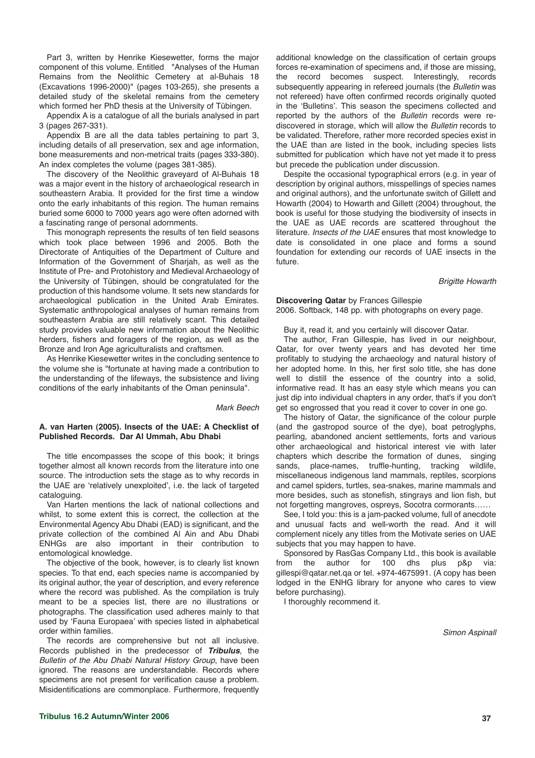Part 3, written by Henrike Kiesewetter, forms the major component of this volume. Entitled "Analyses of the Human Remains from the Neolithic Cemetery at al-Buhais 18 (Excavations 1996-2000)" (pages 103-265), she presents a detailed study of the skeletal remains from the cemetery which formed her PhD thesis at the University of Tübingen.

Appendix A is a catalogue of all the burials analysed in part 3 (pages 267-331).

Appendix B are all the data tables pertaining to part 3, including details of all preservation, sex and age information, bone measurements and non-metrical traits (pages 333-380). An index completes the volume (pages 381-385).

The discovery of the Neolithic graveyard of Al-Buhais 18 was a major event in the history of archaeological research in southeastern Arabia. It provided for the first time a window onto the early inhabitants of this region. The human remains buried some 6000 to 7000 years ago were often adorned with a fascinating range of personal adornments.

This monograph represents the results of ten field seasons which took place between 1996 and 2005. Both the Directorate of Antiquities of the Department of Culture and Information of the Government of Sharjah, as well as the Institute of Pre- and Protohistory and Medieval Archaeology of the University of Tübingen, should be congratulated for the production of this handsome volume. It sets new standards for archaeological publication in the United Arab Emirates. Systematic anthropological analyses of human remains from southeastern Arabia are still relatively scant. This detailed study provides valuable new information about the Neolithic herders, fishers and foragers of the region, as well as the Bronze and Iron Age agriculturalists and craftsmen.

As Henrike Kiesewetter writes in the concluding sentence to the volume she is "fortunate at having made a contribution to the understanding of the lifeways, the subsistence and living conditions of the early inhabitants of the Oman peninsula".

*Mark Beech*

**A. van Harten (2005). Insects of the UAE: A Checklist of Published Records. Dar Al Ummah, Abu Dhabi**

The title encompasses the scope of this book; it brings together almost all known records from the literature into one source. The introduction sets the stage as to why records in the UAE are 'relatively unexploited', i.e. the lack of targeted cataloguing.

Van Harten mentions the lack of national collections and whilst, to some extent this is correct, the collection at the Environmental Agency Abu Dhabi (EAD) is significant, and the private collection of the combined Al Ain and Abu Dhabi ENHGs are also important in their contribution to entomological knowledge.

The objective of the book, however, is to clearly list known species. To that end, each species name is accompanied by its original author, the year of description, and every reference where the record was published. As the compilation is truly meant to be a species list, there are no illustrations or photographs. The classification used adheres mainly to that used by 'Fauna Europaea' with species listed in alphabetical order within families.

The records are comprehensive but not all inclusive. Records published in the predecessor of ***Tribulus***, the *Bulletin of the Abu Dhabi Natural History Group*, have been ignored. The reasons are understandable. Records where specimens are not present for verification cause a problem. Misidentifications are commonplace. Furthermore, frequently additional knowledge on the classification of certain groups forces re-examination of specimens and, if those are missing, the record becomes suspect. Interestingly, records subsequently appearing in refereed journals (the *Bulletin* was not refereed) have often confirmed records originally quoted in the 'Bulletins'. This season the specimens collected and reported by the authors of the *Bulletin* records were re-discovered in storage, which will allow the *Bulletin* records to be validated. Therefore, rather more recorded species exist in the UAE than are listed in the book, including species lists submitted for publication which have not yet made it to press but precede the publication under discussion.

Despite the occasional typographical errors (e.g. in year of description by original authors, misspellings of species names and original authors), and the unfortunate switch of Gillett and Howarth (2004) to Howarth and Gillett (2004) throughout, the book is useful for those studying the biodiversity of insects in the UAE as UAE records are scattered throughout the literature. *Insects of the UAE* ensures that most knowledge to date is consolidated in one place and forms a sound foundation for extending our records of UAE insects in the future.

*Brigitte Howarth*

**Discovering Qatar** by Frances Gillespie
2006. Softback, 148 pp. with photographs on every page.

Buy it, read it, and you certainly will discover Qatar.

The author, Fran Gillespie, has lived in our neighbour, Qatar, for over twenty years and has devoted her time profitably to studying the archaeology and natural history of her adopted home. In this, her first solo title, she has done well to distill the essence of the country into a solid, informative read. It has an easy style which means you can just dip into individual chapters in any order, that's if you don't get so engrossed that you read it cover to cover in one go.

The history of Qatar, the significance of the colour purple (and the gastropod source of the dye), boat petroglyphs, pearling, abandoned ancient settlements, forts and various other archaeological and historical interest vie with later chapters which describe the formation of dunes, singing sands, place-names, truffle-hunting, tracking wildlife, miscellaneous indigenous land mammals, reptiles, scorpions and camel spiders, turtles, sea-snakes, marine mammals and more besides, such as stonefish, stingrays and lion fish, but not forgetting mangroves, ospreys, Socotra cormorants……

See, I told you: this is a jam-packed volume, full of anecdote and unusual facts and well-worth the read. And it will complement nicely any titles from the Motivate series on UAE subjects that you may happen to have.

Sponsored by RasGas Company Ltd., this book is available from the author for 100 dhs plus p&p via: gillespi@qatar.net.qa or tel. +974-4675991. (A copy has been lodged in the ENHG library for anyone who cares to view before purchasing).

I thoroughly recommend it.

*Simon Aspinall*